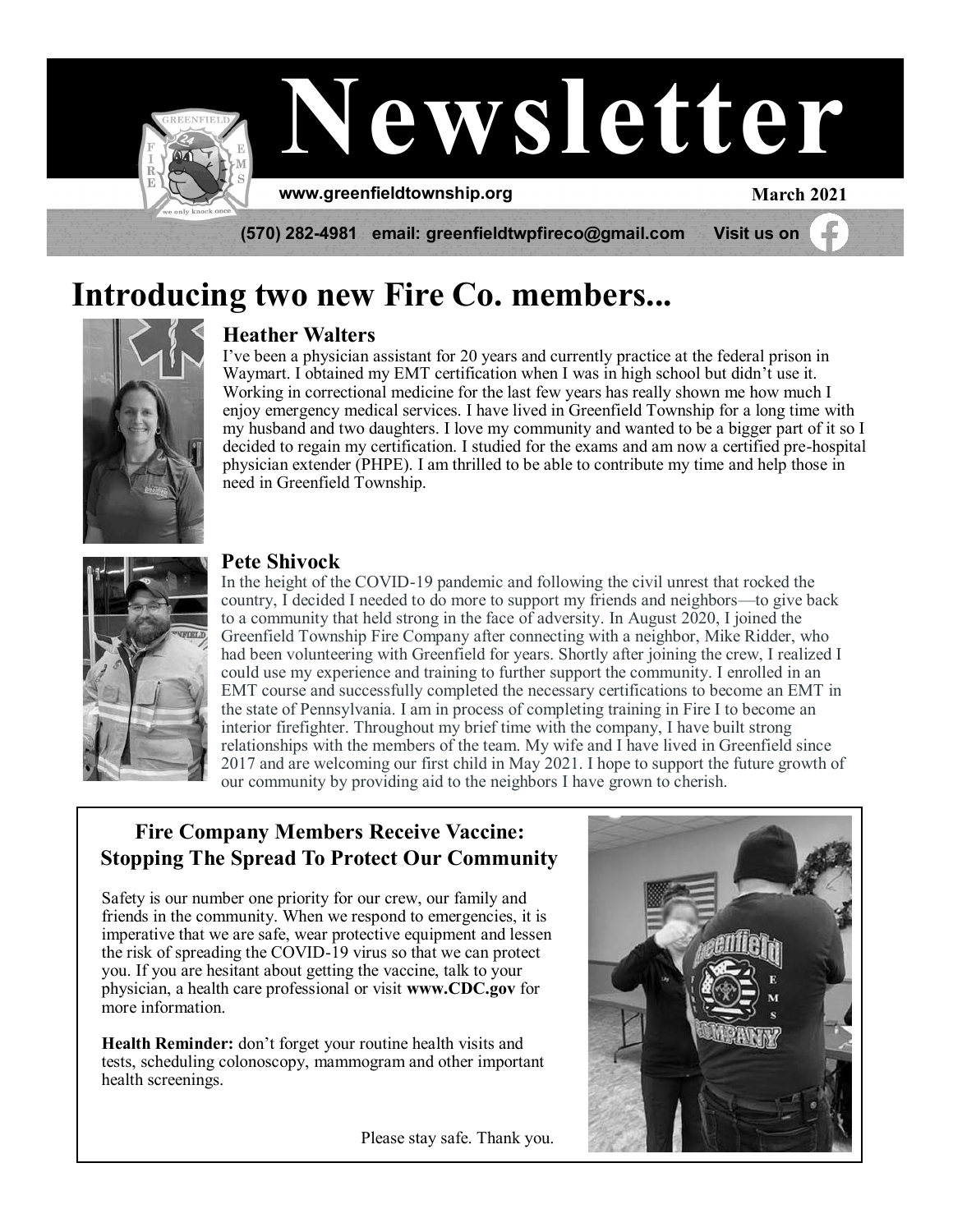# Newsletter

www.greenfieldtownship.org

March 2021

(570) 282-4981 email: greenfieldtwpfireco@gmail.com Visit us on

## Introducing two new Fire Co. members...

### Heather Walters

I've been a physician assistant for 20 years and currently practice at the federal prison in Waymart. I obtained my EMT certification when I was in high school but didn't use it. Working in correctional medicine for the last few years has really shown me how much I enjoy emergency medical services. I have lived in Greenfield Township for a long time with my husband and two daughters. I love my community and wanted to be a bigger part of it so I decided to regain my certification. I studied for the exams and am now a certified pre-hospital physician extender (PHPE). I am thrilled to be able to contribute my time and help those in need in Greenfield Township.

### Pete Shivock

In the height of the COVID-19 pandemic and following the civil unrest that rocked the country, I decided I needed to do more to support my friends and neighbors—to give back to a community that held strong in the face of adversity. In August 2020, I joined the Greenfield Township Fire Company after connecting with a neighbor, Mike Ridder, who had been volunteering with Greenfield for years. Shortly after joining the crew, I realized I could use my experience and training to further support the community. I enrolled in an EMT course and successfully completed the necessary certifications to become an EMT in the state of Pennsylvania. I am in process of completing training in Fire I to become an interior firefighter. Throughout my brief time with the company, I have built strong relationships with the members of the team. My wife and I have lived in Greenfield since 2017 and are welcoming our first child in May 2021. I hope to support the future growth of our community by providing aid to the neighbors I have grown to cherish.

### Fire Company Members Receive Vaccine: Stopping The Spread To Protect Our Community

Safety is our number one priority for our crew, our family and friends in the community. When we respond to emergencies, it is imperative that we are safe, wear protective equipment and lessen the risk of spreading the COVID-19 virus so that we can protect you. If you are hesitant about getting the vaccine, talk to your physician, a health care professional or visit **www.CDC.gov** for more information.

**Health Reminder:** don't forget your routine health visits and tests, scheduling colonoscopy, mammogram and other important health screenings.

Please stay safe. Thank you.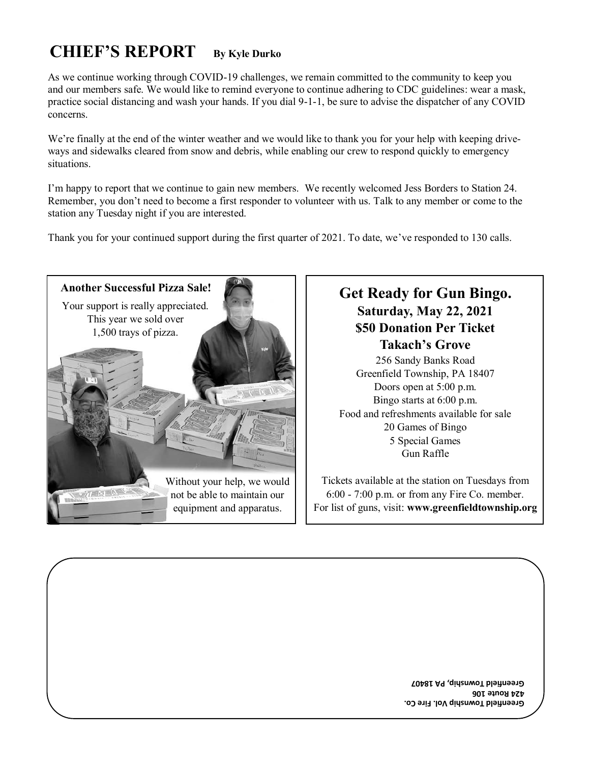# CHIEF'S REPORT

**By Kyle Durko**

As we continue working through COVID-19 challenges, we remain committed to the community to keep you and our members safe. We would like to remind everyone to continue adhering to CDC guidelines: wear a mask, practice social distancing and wash your hands. If you dial 9-1-1, be sure to advise the dispatcher of any COVID concerns.

We're finally at the end of the winter weather and we would like to thank you for your help with keeping driveways and sidewalks cleared from snow and debris, while enabling our crew to respond quickly to emergency situations.

I'm happy to report that we continue to gain new members. We recently welcomed Jess Borders to Station 24. Remember, you don't need to become a first responder to volunteer with us. Talk to any member or come to the station any Tuesday night if you are interested.

Thank you for your continued support during the first quarter of 2021. To date, we've responded to 130 calls.

**Another Successful Pizza Sale!**

Your support is really appreciated. This year we sold over 1,500 trays of pizza.

Without your help, we would not be able to maintain our equipment and apparatus.

## Get Ready for Gun Bingo.

### Saturday, May 22, 2021

### $50 Donation Per Ticket

### Takach's Grove

256 Sandy Banks Road
Greenfield Township, PA 18407
Doors open at 5:00 p.m.
Bingo starts at 6:00 p.m.
Food and refreshments available for sale
20 Games of Bingo
5 Special Games
Gun Raffle

Tickets available at the station on Tuesdays from 6:00 - 7:00 p.m. or from any Fire Co. member.
For list of guns, visit: **www.greenfieldtownship.org**

**Greenfield Township Vol. Fire Co.**
**424 Route 106**
**Greenfield Township, PA 18407**